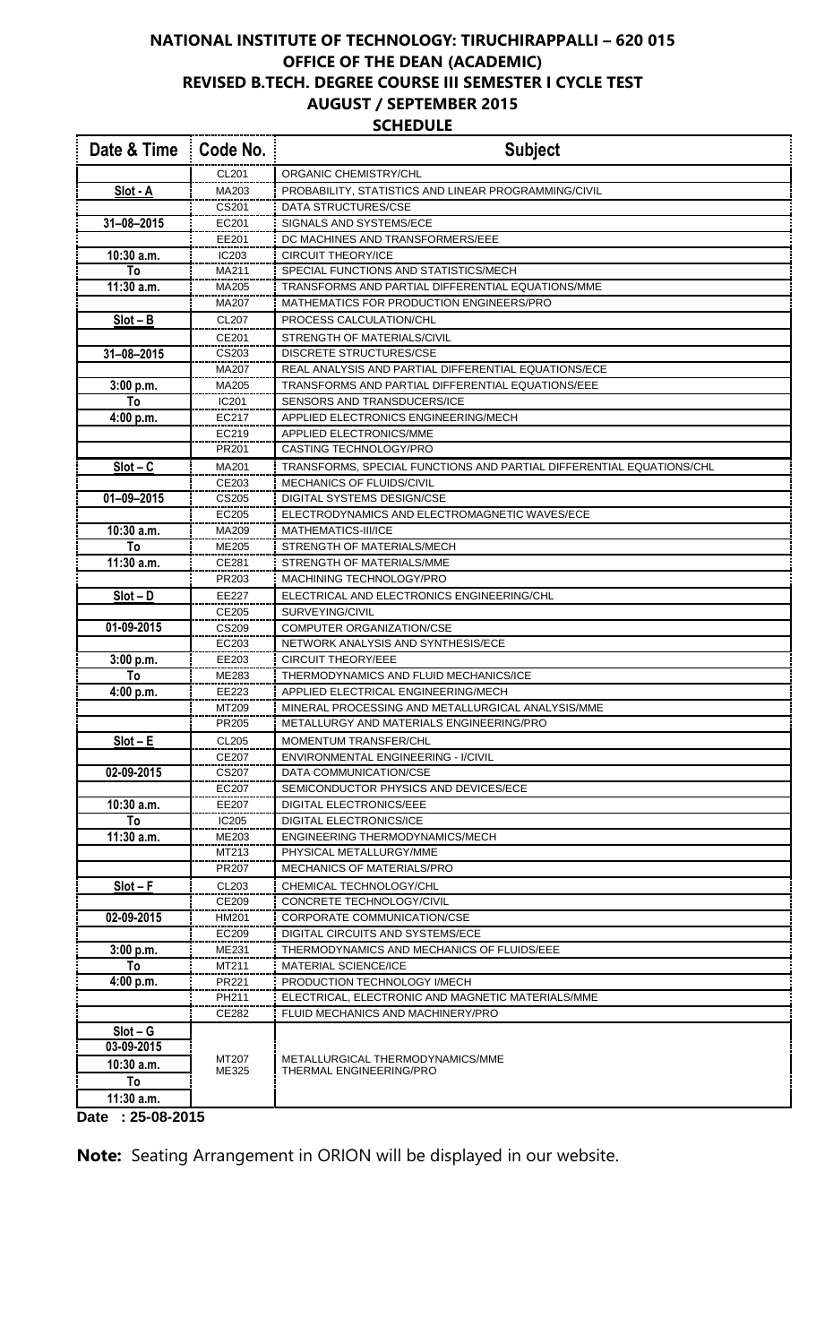# NATIONAL INSTITUTE OF TECHNOLOGY: TIRUCHIRAPPALLI – 620 015

## OFFICE OF THE DEAN (ACADEMIC)

## REVISED B.TECH. DEGREE COURSE III SEMESTER I CYCLE TEST

## AUGUST / SEPTEMBER 2015

## SCHEDULE

| Date & Time | Code No. | Subject |
|---|---|---|
| Slot - A | CL201 | ORGANIC CHEMISTRY/CHL |
| 31–08–2015 | MA203 | PROBABILITY, STATISTICS AND LINEAR PROGRAMMING/CIVIL |
| 10:30 a.m. | CS201 | DATA STRUCTURES/CSE |
| To | EC201 | SIGNALS AND SYSTEMS/ECE |
| 11:30 a.m. | EE201 | DC MACHINES AND TRANSFORMERS/EEE |
| | IC203 | CIRCUIT THEORY/ICE |
| | MA211 | SPECIAL FUNCTIONS AND STATISTICS/MECH |
| | MA205 | TRANSFORMS AND PARTIAL DIFFERENTIAL EQUATIONS/MME |
| | MA207 | MATHEMATICS FOR PRODUCTION ENGINEERS/PRO |
| Slot – B | CL207 | PROCESS CALCULATION/CHL |
| 31–08–2015 | CE201 | STRENGTH OF MATERIALS/CIVIL |
| 3:00 p.m. | CS203 | DISCRETE STRUCTURES/CSE |
| To | MA207 | REAL ANALYSIS AND PARTIAL DIFFERENTIAL EQUATIONS/ECE |
| 4:00 p.m. | MA205 | TRANSFORMS AND PARTIAL DIFFERENTIAL EQUATIONS/EEE |
| | IC201 | SENSORS AND TRANSDUCERS/ICE |
| | EC217 | APPLIED ELECTRONICS ENGINEERING/MECH |
| | EC219 | APPLIED ELECTRONICS/MME |
| | PR201 | CASTING TECHNOLOGY/PRO |
| Slot – C | MA201 | TRANSFORMS, SPECIAL FUNCTIONS AND PARTIAL DIFFERENTIAL EQUATIONS/CHL |
| 01–09–2015 | CE203 | MECHANICS OF FLUIDS/CIVIL |
| 10:30 a.m. | CS205 | DIGITAL SYSTEMS DESIGN/CSE |
| To | EC205 | ELECTRODYNAMICS AND ELECTROMAGNETIC WAVES/ECE |
| 11:30 a.m. | MA209 | MATHEMATICS-III/ICE |
| | ME205 | STRENGTH OF MATERIALS/MECH |
| | CE281 | STRENGTH OF MATERIALS/MME |
| | PR203 | MACHINING TECHNOLOGY/PRO |
| Slot – D | EE227 | ELECTRICAL AND ELECTRONICS ENGINEERING/CHL |
| 01-09-2015 | CE205 | SURVEYING/CIVIL |
| 3:00 p.m. | CS209 | COMPUTER ORGANIZATION/CSE |
| To | EC203 | NETWORK ANALYSIS AND SYNTHESIS/ECE |
| 4:00 p.m. | EE203 | CIRCUIT THEORY/EEE |
| | ME283 | THERMODYNAMICS AND FLUID MECHANICS/ICE |
| | EE223 | APPLIED ELECTRICAL ENGINEERING/MECH |
| | MT209 | MINERAL PROCESSING AND METALLURGICAL ANALYSIS/MME |
| | PR205 | METALLURGY AND MATERIALS ENGINEERING/PRO |
| Slot – E | CL205 | MOMENTUM TRANSFER/CHL |
| 02-09-2015 | CE207 | ENVIRONMENTAL ENGINEERING - I/CIVIL |
| 10:30 a.m. | CS207 | DATA COMMUNICATION/CSE |
| To | EC207 | SEMICONDUCTOR PHYSICS AND DEVICES/ECE |
| 11:30 a.m. | EE207 | DIGITAL ELECTRONICS/EEE |
| | IC205 | DIGITAL ELECTRONICS/ICE |
| | ME203 | ENGINEERING THERMODYNAMICS/MECH |
| | MT213 | PHYSICAL METALLURGY/MME |
| | PR207 | MECHANICS OF MATERIALS/PRO |
| Slot – F | CL203 | CHEMICAL TECHNOLOGY/CHL |
| 02-09-2015 | CE209 | CONCRETE TECHNOLOGY/CIVIL |
| 3:00 p.m. | HM201 | CORPORATE COMMUNICATION/CSE |
| To | EC209 | DIGITAL CIRCUITS AND SYSTEMS/ECE |
| 4:00 p.m. | ME231 | THERMODYNAMICS AND MECHANICS OF FLUIDS/EEE |
| | MT211 | MATERIAL SCIENCE/ICE |
| | PR221 | PRODUCTION TECHNOLOGY I/MECH |
| | PH211 | ELECTRICAL, ELECTRONIC AND MAGNETIC MATERIALS/MME |
| | CE282 | FLUID MECHANICS AND MACHINERY/PRO |
| Slot – G 03-09-2015 10:30 a.m. To 11:30 a.m. | MT207 | METALLURGICAL THERMODYNAMICS/MME |
| | ME325 | THERMAL ENGINEERING/PRO |

**Date : 25-08-2015**

**Note:** Seating Arrangement in ORION will be displayed in our website.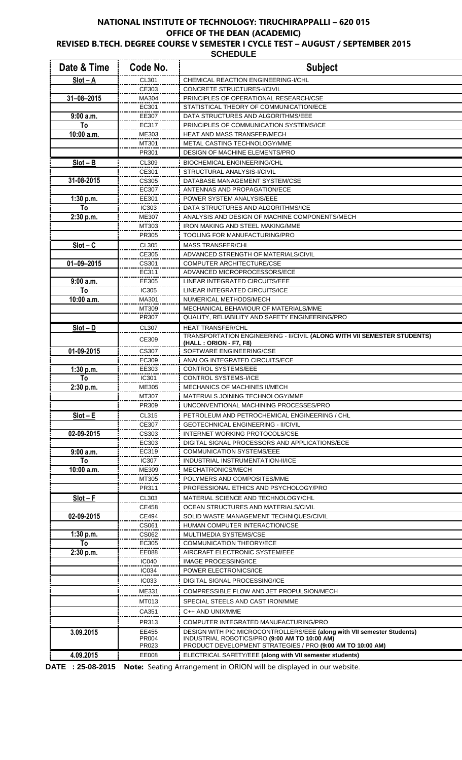# NATIONAL INSTITUTE OF TECHNOLOGY: TIRUCHIRAPPALLI – 620 015

## OFFICE OF THE DEAN (ACADEMIC)

## REVISED B.TECH. DEGREE COURSE V SEMESTER I CYCLE TEST – AUGUST / SEPTEMBER 2015

### SCHEDULE

| Date & Time | Code No. | Subject |
|---|---|---|
| **Slot – A** | CL301 | CHEMICAL REACTION ENGINEERING-I/CHL |
| | CE303 | CONCRETE STRUCTURES-I/CIVIL |
| **31–08–2015** | MA304 | PRINCIPLES OF OPERATIONAL RESEARCH/CSE |
| | EC301 | STATISTICAL THEORY OF COMMUNICATION/ECE |
| **9:00 a.m.** | EE307 | DATA STRUCTURES AND ALGORITHMS/EEE |
| **To** | EC317 | PRINCIPLES OF COMMUNICATION SYSTEMS/ICE |
| **10:00 a.m.** | ME303 | HEAT AND MASS TRANSFER/MECH |
| | MT301 | METAL CASTING TECHNOLOGY/MME |
| | PR301 | DESIGN OF MACHINE ELEMENTS/PRO |
| **Slot – B** | CL309 | BIOCHEMICAL ENGINEERING/CHL |
| | CE301 | STRUCTURAL ANALYSIS-I/CIVIL |
| **31-08-2015** | CS305 | DATABASE MANAGEMENT SYSTEM/CSE |
| | EC307 | ANTENNAS AND PROPAGATION/ECE |
| **1:30 p.m.** | EE301 | POWER SYSTEM ANALYSIS/EEE |
| **To** | IC303 | DATA STRUCTURES AND ALGORITHMS/ICE |
| **2:30 p.m.** | ME307 | ANALYSIS AND DESIGN OF MACHINE COMPONENTS/MECH |
| | MT303 | IRON MAKING AND STEEL MAKING/MME |
| | PR305 | TOOLING FOR MANUFACTURING/PRO |
| **Slot – C** | CL305 | MASS TRANSFER/CHL |
| | CE305 | ADVANCED STRENGTH OF MATERIALS/CIVIL |
| **01–09–2015** | CS301 | COMPUTER ARCHITECTURE/CSE |
| | EC311 | ADVANCED MICROPROCESSORS/ECE |
| **9:00 a.m.** | EE305 | LINEAR INTEGRATED CIRCUITS/EEE |
| **To** | IC305 | LINEAR INTEGRATED CIRCUITS/ICE |
| **10:00 a.m.** | MA301 | NUMERICAL METHODS/MECH |
| | MT309 | MECHANICAL BEHAVIOUR OF MATERIALS/MME |
| | PR307 | QUALITY, RELIABILITY AND SAFETY ENGINEERING/PRO |
| **Slot – D** | CL307 | HEAT TRANSFER/CHL |
| | CE309 | TRANSPORTATION ENGINEERING - II/CIVIL **(ALONG WITH VII SEMESTER STUDENTS) (HALL : ORION - F7, F8)** |
| **01-09-2015** | CS307 | SOFTWARE ENGINEERING/CSE |
| | EC309 | ANALOG INTEGRATED CIRCUITS/ECE |
| **1:30 p.m.** | EE303 | CONTROL SYSTEMS/EEE |
| **To** | IC301 | CONTROL SYSTEMS-I/ICE |
| **2:30 p.m.** | ME305 | MECHANICS OF MACHINES II/MECH |
| | MT307 | MATERIALS JOINING TECHNOLOGY/MME |
| | PR309 | UNCONVENTIONAL MACHINING PROCESSES/PRO |
| **Slot – E** | CL315 | PETROLEUM AND PETROCHEMICAL ENGINEERING / CHL |
| | CE307 | GEOTECHNICAL ENGINEERING - II/CIVIL |
| **02-09-2015** | CS303 | INTERNET WORKING PROTOCOLS/CSE |
| | EC303 | DIGITAL SIGNAL PROCESSORS AND APPLICATIONS/ECE |
| **9:00 a.m.** | EC319 | COMMUNICATION SYSTEMS/EEE |
| **To** | IC307 | INDUSTRIAL INSTRUMENTATION-II/ICE |
| **10:00 a.m.** | ME309 | MECHATRONICS/MECH |
| | MT305 | POLYMERS AND COMPOSITES/MME |
| | PR311 | PROFESSIONAL ETHICS AND PSYCHOLOGY/PRO |
| **Slot – F** | CL303 | MATERIAL SCIENCE AND TECHNOLOGY/CHL |
| | CE458 | OCEAN STRUCTURES AND MATERIALS/CIVIL |
| **02-09-2015** | CE494 | SOLID WASTE MANAGEMENT TECHNIQUES/CIVIL |
| | CS061 | HUMAN COMPUTER INTERACTION/CSE |
| **1:30 p.m.** | CS062 | MULTIMEDIA SYSTEMS/CSE |
| **To** | EC305 | COMMUNICATION THEORY/ECE |
| **2:30 p.m.** | EE088 | AIRCRAFT ELECTRONIC SYSTEM/EEE |
| | IC040 | IMAGE PROCESSING/ICE |
| | IC034 | POWER ELECTRONICS/ICE |
| | IC033 | DIGITAL SIGNAL PROCESSING/ICE |
| | ME331 | COMPRESSIBLE FLOW AND JET PROPULSION/MECH |
| | MT013 | SPECIAL STEELS AND CAST IRON/MME |
| | CA351 | C++ AND UNIX/MME |
| | PR313 | COMPUTER INTEGRATED MANUFACTURING/PRO |
| **3.09.2015** | EE455<br>PR004<br>PR023 | DESIGN WITH PIC MICROCONTROLLERS/EEE **(along with VII semester Students)**<br>INDUSTRIAL ROBOTICS/PRO **(9:00 AM TO 10:00 AM)**<br>PRODUCT DEVELOPMENT STRATEGIES / PRO **(9:00 AM TO 10:00 AM)** |
| **4.09.2015** | EE008 | ELECTRICAL SAFETY/EEE **(along with VII semester students)** |

**DATE : 25-08-2015 Note:** Seating Arrangement in ORION will be displayed in our website.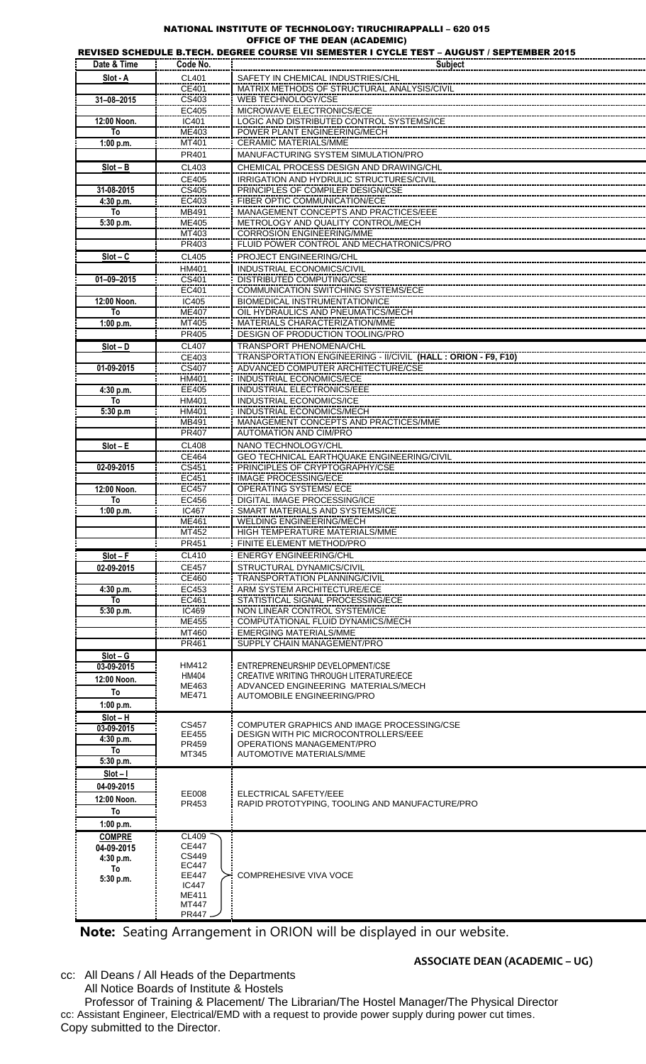# NATIONAL INSTITUTE OF TECHNOLOGY: TIRUCHIRAPPALLI – 620 015

## OFFICE OF THE DEAN (ACADEMIC)

### REVISED SCHEDULE B.TECH. DEGREE COURSE VII SEMESTER I CYCLE TEST – AUGUST / SEPTEMBER 2015

| Date & Time | Code No. | Subject |
|---|---|---|
| Slot - A | CL401 | SAFETY IN CHEMICAL INDUSTRIES/CHL |
| | CE401 | MATRIX METHODS OF STRUCTURAL ANALYSIS/CIVIL |
| 31–08–2015 | CS403 | WEB TECHNOLOGY/CSE |
| | EC405 | MICROWAVE ELECTRONICS/ECE |
| 12:00 Noon. | IC401 | LOGIC AND DISTRIBUTED CONTROL SYSTEMS/ICE |
| To | ME403 | POWER PLANT ENGINEERING/MECH |
| 1:00 p.m. | MT401 | CERAMIC MATERIALS/MME |
| | PR401 | MANUFACTURING SYSTEM SIMULATION/PRO |
| Slot – B | CL403 | CHEMICAL PROCESS DESIGN AND DRAWING/CHL |
| | CE405 | IRRIGATION AND HYDRULIC STRUCTURES/CIVIL |
| 31-08-2015 | CS405 | PRINCIPLES OF COMPILER DESIGN/CSE |
| 4:30 p.m. | EC403 | FIBER OPTIC COMMUNICATION/ECE |
| To | MB491 | MANAGEMENT CONCEPTS AND PRACTICES/EEE |
| 5:30 p.m. | ME405 | METROLOGY AND QUALITY CONTROL/MECH |
| | MT403 | CORROSION ENGINEERING/MME |
| | PR403 | FLUID POWER CONTROL AND MECHATRONICS/PRO |
| Slot – C | CL405 | PROJECT ENGINEERING/CHL |
| | HM401 | INDUSTRIAL ECONOMICS/CIVIL |
| 01–09–2015 | CS401 | DISTRIBUTED COMPUTING/CSE |
| | EC401 | COMMUNICATION SWITCHING SYSTEMS/ECE |
| 12:00 Noon. | IC405 | BIOMEDICAL INSTRUMENTATION/ICE |
| To | ME407 | OIL HYDRAULICS AND PNEUMATICS/MECH |
| 1:00 p.m. | MT405 | MATERIALS CHARACTERIZATION/MME |
| | PR405 | DESIGN OF PRODUCTION TOOLING/PRO |
| Slot – D | CL407 | TRANSPORT PHENOMENA/CHL |
| | CE403 | TRANSPORTATION ENGINEERING - II/CIVIL **(HALL : ORION - F9, F10)** |
| 01-09-2015 | CS407 | ADVANCED COMPUTER ARCHITECTURE/CSE |
| | HM401 | INDUSTRIAL ECONOMICS/ECE |
| 4:30 p.m. | EE405 | INDUSTRIAL ELECTRONICS/EEE |
| To | HM401 | INDUSTRIAL ECONOMICS/ICE |
| 5:30 p.m | HM401 | INDUSTRIAL ECONOMICS/MECH |
| | MB491 | MANAGEMENT CONCEPTS AND PRACTICES/MME |
| | PR407 | AUTOMATION AND CIM/PRO |
| Slot – E | CL408 | NANO TECHNOLOGY/CHL |
| | CE464 | GEO TECHNICAL EARTHQUAKE ENGINEERING/CIVIL |
| 02-09-2015 | CS451 | PRINCIPLES OF CRYPTOGRAPHY/CSE |
| | EC451 | IMAGE PROCESSING/ECE |
| 12:00 Noon. | EC457 | OPERATING SYSTEMS/ ECE |
| To | EC456 | DIGITAL IMAGE PROCESSING/ICE |
| 1:00 p.m. | IC467 | SMART MATERIALS AND SYSTEMS/ICE |
| | ME461 | WELDING ENGINEERING/MECH |
| | MT452 | HIGH TEMPERATURE MATERIALS/MME |
| | PR451 | FINITE ELEMENT METHOD/PRO |
| Slot – F | CL410 | ENERGY ENGINEERING/CHL |
| 02-09-2015 | CE457 | STRUCTURAL DYNAMICS/CIVIL |
| | CE460 | TRANSPORTATION PLANNING/CIVIL |
| 4:30 p.m. | EC453 | ARM SYSTEM ARCHITECTURE/ECE |
| To | EC461 | STATISTICAL SIGNAL PROCESSING/ECE |
| 5:30 p.m. | IC469 | NON LINEAR CONTROL SYSTEM/ICE |
| | ME455 | COMPUTATIONAL FLUID DYNAMICS/MECH |
| | MT460 | EMERGING MATERIALS/MME |
| | PR461 | SUPPLY CHAIN MANAGEMENT/PRO |
| Slot – G<br>03-09-2015<br>12:00 Noon.<br>To<br>1:00 p.m. | HM412<br>HM404<br>ME463<br>ME471 | ENTREPRENEURSHIP DEVELOPMENT/CSE<br>CREATIVE WRITING THROUGH LITERATURE/ECE<br>ADVANCED ENGINEERING MATERIALS/MECH<br>AUTOMOBILE ENGINEERING/PRO |
| Slot – H<br>03-09-2015<br>4:30 p.m.<br>To<br>5:30 p.m. | CS457<br>EE455<br>PR459<br>MT345 | COMPUTER GRAPHICS AND IMAGE PROCESSING/CSE<br>DESIGN WITH PIC MICROCONTROLLERS/EEE<br>OPERATIONS MANAGEMENT/PRO<br>AUTOMOTIVE MATERIALS/MME |
| Slot – I<br>04-09-2015<br>12:00 Noon.<br>To<br>1:00 p.m. | EE008<br>PR453 | ELECTRICAL SAFETY/EEE<br>RAPID PROTOTYPING, TOOLING AND MANUFACTURE/PRO |
| COMPRE<br>04-09-2015<br>4:30 p.m.<br>To<br>5:30 p.m. | CL409<br>CE447<br>CS449<br>EC447<br>EE447<br>IC447<br>ME411<br>MT447<br>PR447 | COMPREHESIVE VIVA VOCE |

**Note:** Seating Arrangement in ORION will be displayed in our website.

**ASSOCIATE DEAN (ACADEMIC – UG)**

cc: All Deans / All Heads of the Departments
All Notice Boards of Institute & Hostels
Professor of Training & Placement/ The Librarian/The Hostel Manager/The Physical Director
cc: Assistant Engineer, Electrical/EMD with a request to provide power supply during power cut times.
Copy submitted to the Director.